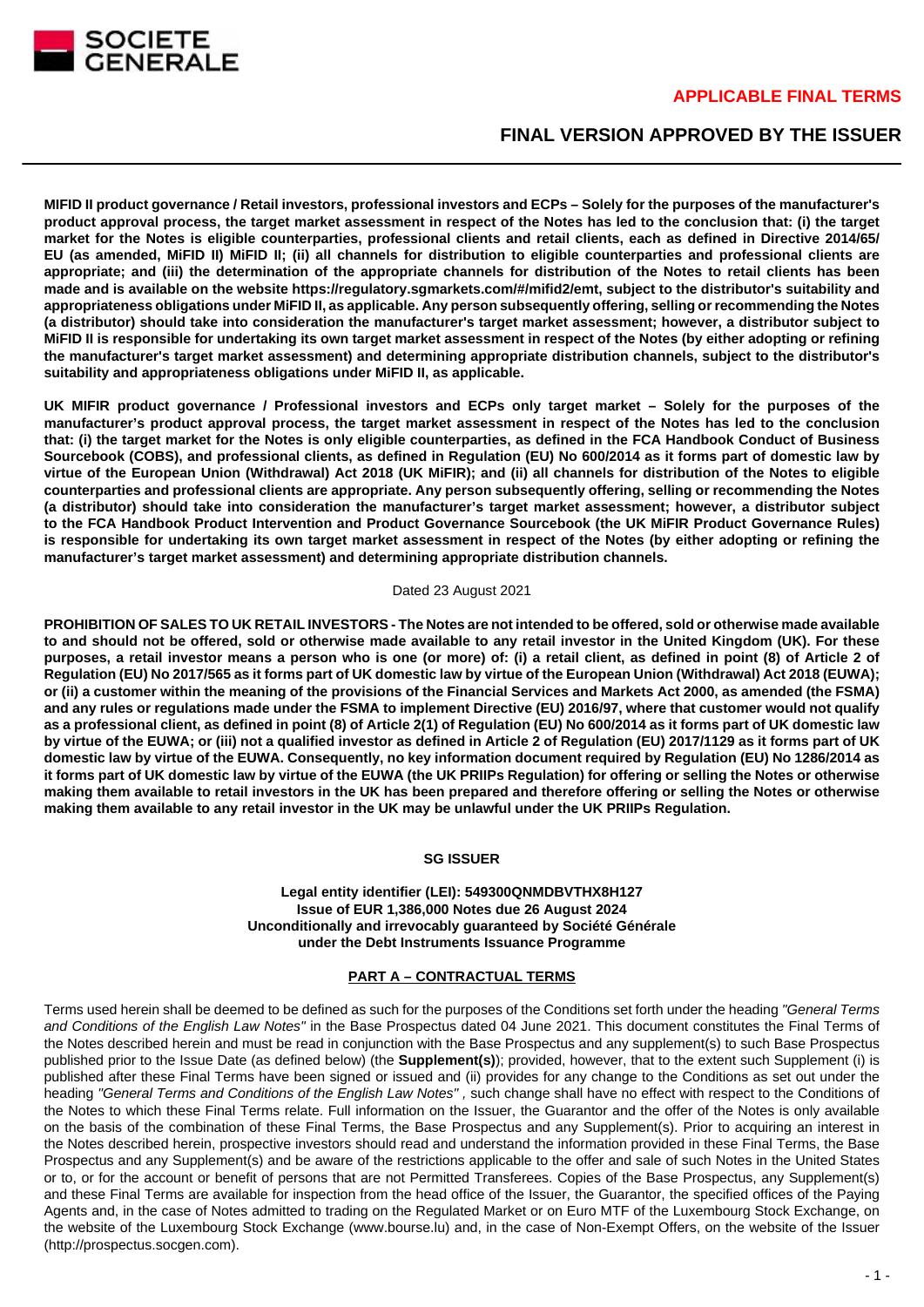**APPLICABLE FINAL TERMS**

**FINAL VERSION APPROVED BY THE ISSUER**

**MIFID II product governance / Retail investors, professional investors and ECPs – Solely for the purposes of the manufacturer's product approval process, the target market assessment in respect of the Notes has led to the conclusion that: (i) the target market for the Notes is eligible counterparties, professional clients and retail clients, each as defined in Directive 2014/65/EU (as amended, MiFID II) MiFID II; (ii) all channels for distribution to eligible counterparties and professional clients are appropriate; and (iii) the determination of the appropriate channels for distribution of the Notes to retail clients has been made and is available on the website https://regulatory.sgmarkets.com/#/mifid2/emt, subject to the distributor's suitability and appropriateness obligations under MiFID II, as applicable. Any person subsequently offering, selling or recommending the Notes (a distributor) should take into consideration the manufacturer's target market assessment; however, a distributor subject to MiFID II is responsible for undertaking its own target market assessment in respect of the Notes (by either adopting or refining the manufacturer's target market assessment) and determining appropriate distribution channels, subject to the distributor's suitability and appropriateness obligations under MiFID II, as applicable.**

**UK MIFIR product governance / Professional investors and ECPs only target market – Solely for the purposes of the manufacturer's product approval process, the target market assessment in respect of the Notes has led to the conclusion that: (i) the target market for the Notes is only eligible counterparties, as defined in the FCA Handbook Conduct of Business Sourcebook (COBS), and professional clients, as defined in Regulation (EU) No 600/2014 as it forms part of domestic law by virtue of the European Union (Withdrawal) Act 2018 (UK MiFIR); and (ii) all channels for distribution of the Notes to eligible counterparties and professional clients are appropriate. Any person subsequently offering, selling or recommending the Notes (a distributor) should take into consideration the manufacturer's target market assessment; however, a distributor subject to the FCA Handbook Product Intervention and Product Governance Sourcebook (the UK MiFIR Product Governance Rules) is responsible for undertaking its own target market assessment in respect of the Notes (by either adopting or refining the manufacturer's target market assessment) and determining appropriate distribution channels.**

Dated 23 August 2021

**PROHIBITION OF SALES TO UK RETAIL INVESTORS - The Notes are not intended to be offered, sold or otherwise made available to and should not be offered, sold or otherwise made available to any retail investor in the United Kingdom (UK). For these purposes, a retail investor means a person who is one (or more) of: (i) a retail client, as defined in point (8) of Article 2 of Regulation (EU) No 2017/565 as it forms part of UK domestic law by virtue of the European Union (Withdrawal) Act 2018 (EUWA); or (ii) a customer within the meaning of the provisions of the Financial Services and Markets Act 2000, as amended (the FSMA) and any rules or regulations made under the FSMA to implement Directive (EU) 2016/97, where that customer would not qualify as a professional client, as defined in point (8) of Article 2(1) of Regulation (EU) No 600/2014 as it forms part of UK domestic law by virtue of the EUWA; or (iii) not a qualified investor as defined in Article 2 of Regulation (EU) 2017/1129 as it forms part of UK domestic law by virtue of the EUWA. Consequently, no key information document required by Regulation (EU) No 1286/2014 as it forms part of UK domestic law by virtue of the EUWA (the UK PRIIPs Regulation) for offering or selling the Notes or otherwise making them available to retail investors in the UK has been prepared and therefore offering or selling the Notes or otherwise making them available to any retail investor in the UK may be unlawful under the UK PRIIPs Regulation.**

**SG ISSUER**

**Legal entity identifier (LEI): 549300QNMDBVTHX8H127**
**Issue of EUR 1,386,000 Notes due 26 August 2024**
**Unconditionally and irrevocably guaranteed by Société Générale**
**under the Debt Instruments Issuance Programme**

## PART A – CONTRACTUAL TERMS

Terms used herein shall be deemed to be defined as such for the purposes of the Conditions set forth under the heading *"General Terms and Conditions of the English Law Notes"* in the Base Prospectus dated 04 June 2021. This document constitutes the Final Terms of the Notes described herein and must be read in conjunction with the Base Prospectus and any supplement(s) to such Base Prospectus published prior to the Issue Date (as defined below) (the **Supplement(s)**); provided, however, that to the extent such Supplement (i) is published after these Final Terms have been signed or issued and (ii) provides for any change to the Conditions as set out under the heading *"General Terms and Conditions of the English Law Notes"* , such change shall have no effect with respect to the Conditions of the Notes to which these Final Terms relate. Full information on the Issuer, the Guarantor and the offer of the Notes is only available on the basis of the combination of these Final Terms, the Base Prospectus and any Supplement(s). Prior to acquiring an interest in the Notes described herein, prospective investors should read and understand the information provided in these Final Terms, the Base Prospectus and any Supplement(s) and be aware of the restrictions applicable to the offer and sale of such Notes in the United States or to, or for the account or benefit of persons that are not Permitted Transferees. Copies of the Base Prospectus, any Supplement(s) and these Final Terms are available for inspection from the head office of the Issuer, the Guarantor, the specified offices of the Paying Agents and, in the case of Notes admitted to trading on the Regulated Market or on Euro MTF of the Luxembourg Stock Exchange, on the website of the Luxembourg Stock Exchange (www.bourse.lu) and, in the case of Non-Exempt Offers, on the website of the Issuer (http://prospectus.socgen.com).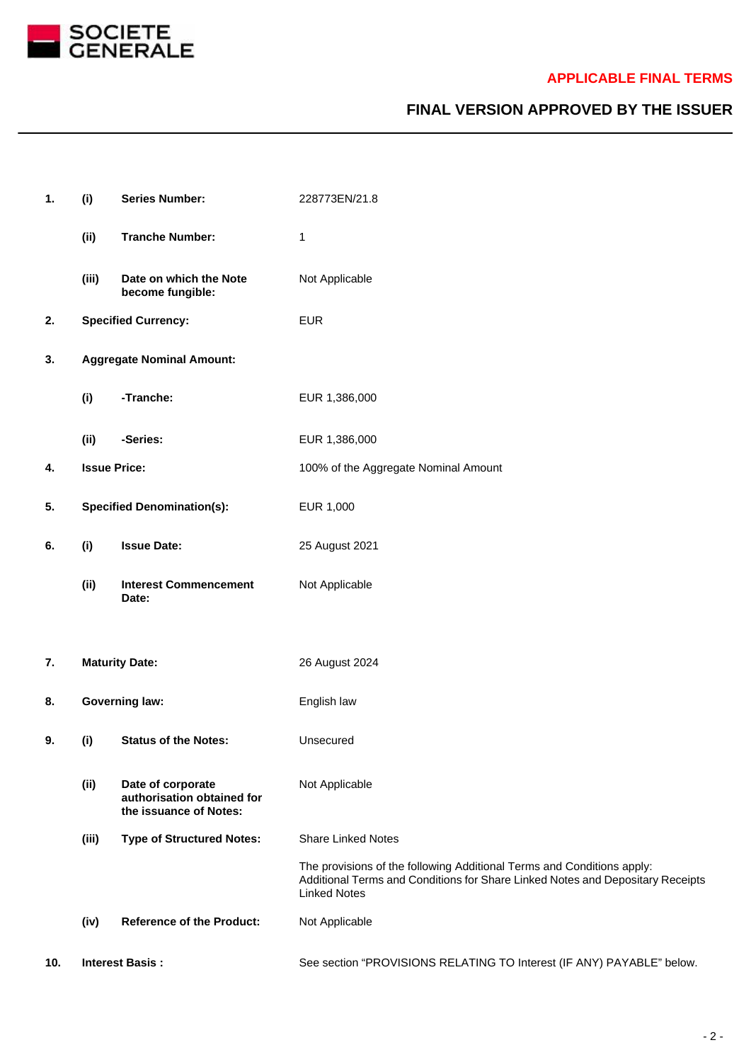**APPLICABLE FINAL TERMS**

**FINAL VERSION APPROVED BY THE ISSUER**

| | | | |
|---|---|---|---|
| **1.** | **(i)** | **Series Number:** | 228773EN/21.8 |
| | **(ii)** | **Tranche Number:** | 1 |
| | **(iii)** | **Date on which the Note become fungible:** | Not Applicable |
| **2.** | **Specified Currency:** | | EUR |
| **3.** | **Aggregate Nominal Amount:** | | |
| | **(i)** | **-Tranche:** | EUR 1,386,000 |
| | **(ii)** | **-Series:** | EUR 1,386,000 |
| **4.** | **Issue Price:** | | 100% of the Aggregate Nominal Amount |
| **5.** | **Specified Denomination(s):** | | EUR 1,000 |
| **6.** | **(i)** | **Issue Date:** | 25 August 2021 |
| | **(ii)** | **Interest Commencement Date:** | Not Applicable |
| **7.** | **Maturity Date:** | | 26 August 2024 |
| **8.** | **Governing law:** | | English law |
| **9.** | **(i)** | **Status of the Notes:** | Unsecured |
| | **(ii)** | **Date of corporate authorisation obtained for the issuance of Notes:** | Not Applicable |
| | **(iii)** | **Type of Structured Notes:** | Share Linked Notes<br><br>The provisions of the following Additional Terms and Conditions apply: Additional Terms and Conditions for Share Linked Notes and Depositary Receipts Linked Notes |
| | **(iv)** | **Reference of the Product:** | Not Applicable |
| **10.** | **Interest Basis :** | | See section "PROVISIONS RELATING TO Interest (IF ANY) PAYABLE" below. |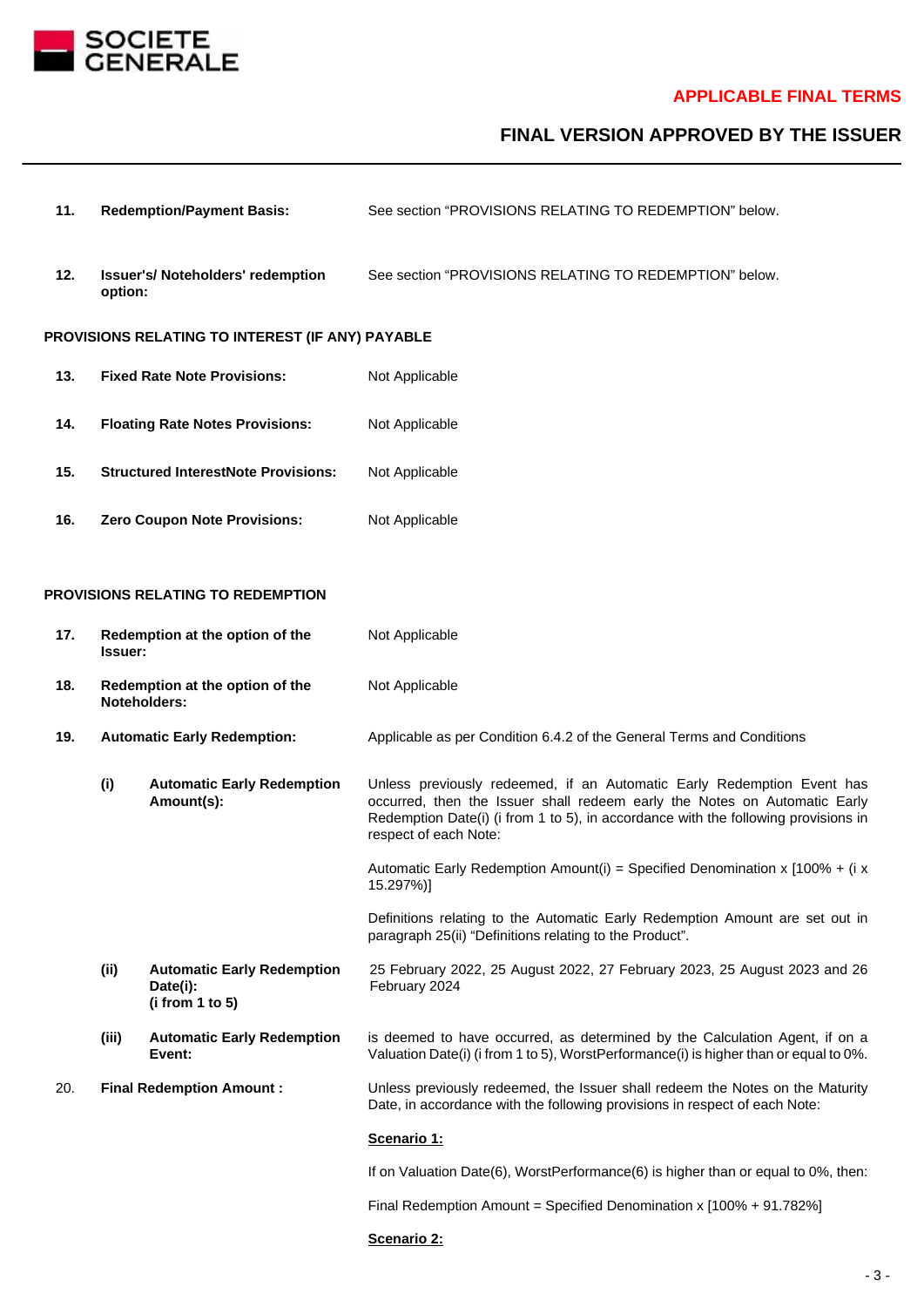**APPLICABLE FINAL TERMS**

**FINAL VERSION APPROVED BY THE ISSUER**

| | | |
|---|---|---|
| **11.** | **Redemption/Payment Basis:** | See section "PROVISIONS RELATING TO REDEMPTION" below. |
| **12.** | **Issuer's/ Noteholders' redemption option:** | See section "PROVISIONS RELATING TO REDEMPTION" below. |

**PROVISIONS RELATING TO INTEREST (IF ANY) PAYABLE**

| | | |
|---|---|---|
| **13.** | **Fixed Rate Note Provisions:** | Not Applicable |
| **14.** | **Floating Rate Notes Provisions:** | Not Applicable |
| **15.** | **Structured InterestNote Provisions:** | Not Applicable |
| **16.** | **Zero Coupon Note Provisions:** | Not Applicable |

**PROVISIONS RELATING TO REDEMPTION**

**17. Redemption at the option of the Issuer:** Not Applicable

**18. Redemption at the option of the Noteholders:** Not Applicable

**19. Automatic Early Redemption:** Applicable as per Condition 6.4.2 of the General Terms and Conditions

**(i) Automatic Early Redemption Amount(s):**

Unless previously redeemed, if an Automatic Early Redemption Event has occurred, then the Issuer shall redeem early the Notes on Automatic Early Redemption Date(i) (i from 1 to 5), in accordance with the following provisions in respect of each Note:

Automatic Early Redemption Amount(i) = Specified Denomination x [100% + (i x 15.297%)]

Definitions relating to the Automatic Early Redemption Amount are set out in paragraph 25(ii) "Definitions relating to the Product".

**(ii) Automatic Early Redemption Date(i): (i from 1 to 5)**

25 February 2022, 25 August 2022, 27 February 2023, 25 August 2023 and 26 February 2024

**(iii) Automatic Early Redemption Event:**

is deemed to have occurred, as determined by the Calculation Agent, if on a Valuation Date(i) (i from 1 to 5), WorstPerformance(i) is higher than or equal to 0%.

20. **Final Redemption Amount :**

Unless previously redeemed, the Issuer shall redeem the Notes on the Maturity Date, in accordance with the following provisions in respect of each Note:

__Scenario 1:__

If on Valuation Date(6), WorstPerformance(6) is higher than or equal to 0%, then:

Final Redemption Amount = Specified Denomination x [100% + 91.782%]

__Scenario 2:__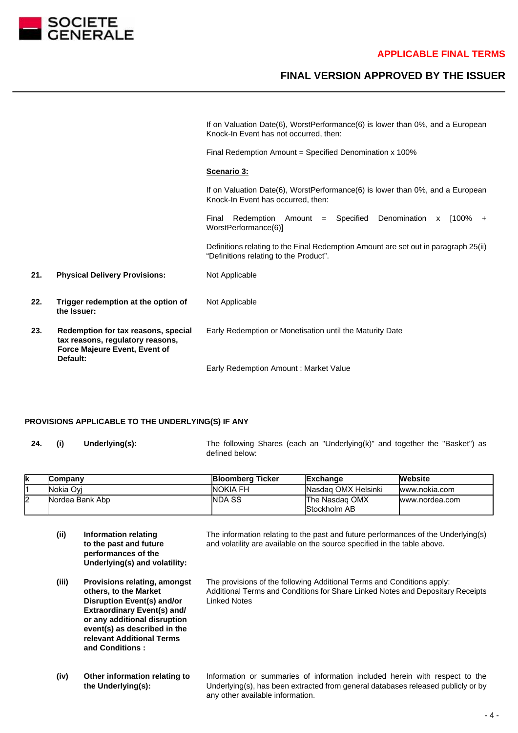If on Valuation Date(6), WorstPerformance(6) is lower than 0%, and a European Knock-In Event has not occurred, then:

Final Redemption Amount = Specified Denomination x 100%

**Scenario 3:**

If on Valuation Date(6), WorstPerformance(6) is lower than 0%, and a European Knock-In Event has occurred, then:

Final Redemption Amount = Specified Denomination x [100% + WorstPerformance(6)]

Definitions relating to the Final Redemption Amount are set out in paragraph 25(ii) "Definitions relating to the Product".

**21. Physical Delivery Provisions:** Not Applicable

**22. Trigger redemption at the option of the Issuer:** Not Applicable

**23. Redemption for tax reasons, special tax reasons, regulatory reasons, Force Majeure Event, Event of Default:** Early Redemption or Monetisation until the Maturity Date

Early Redemption Amount : Market Value

**PROVISIONS APPLICABLE TO THE UNDERLYING(S) IF ANY**

**24. (i) Underlying(s):** The following Shares (each an "Underlying(k)" and together the "Basket") as defined below:

| k | Company | Bloomberg Ticker | Exchange | Website |
|---|---|---|---|---|
| 1 | Nokia Oyj | NOKIA FH | Nasdaq OMX Helsinki | www.nokia.com |
| 2 | Nordea Bank Abp | NDA SS | The Nasdaq OMX Stockholm AB | www.nordea.com |

**(ii) Information relating to the past and future performances of the Underlying(s) and volatility:** The information relating to the past and future performances of the Underlying(s) and volatility are available on the source specified in the table above.

**(iii) Provisions relating, amongst others, to the Market Disruption Event(s) and/or Extraordinary Event(s) and/ or any additional disruption event(s) as described in the relevant Additional Terms and Conditions :** The provisions of the following Additional Terms and Conditions apply: Additional Terms and Conditions for Share Linked Notes and Depositary Receipts Linked Notes

**(iv) Other information relating to the Underlying(s):** Information or summaries of information included herein with respect to the Underlying(s), has been extracted from general databases released publicly or by any other available information.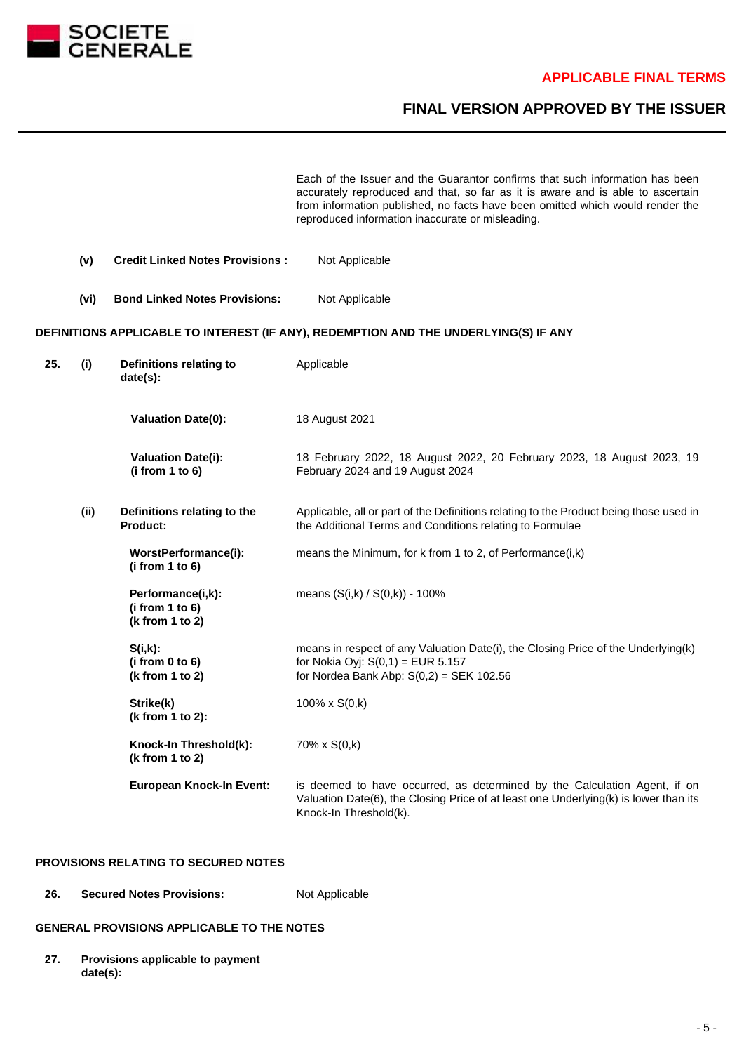Each of the Issuer and the Guarantor confirms that such information has been accurately reproduced and that, so far as it is aware and is able to ascertain from information published, no facts have been omitted which would render the reproduced information inaccurate or misleading.

| | | |
|---|---|---|
| **(v)** | **Credit Linked Notes Provisions :** | Not Applicable |
| **(vi)** | **Bond Linked Notes Provisions:** | Not Applicable |

**DEFINITIONS APPLICABLE TO INTEREST (IF ANY), REDEMPTION AND THE UNDERLYING(S) IF ANY**

| | | | |
|---|---|---|---|
| **25.** | **(i)** | **Definitions relating to date(s):** | Applicable |
| | | **Valuation Date(0):** | 18 August 2021 |
| | | **Valuation Date(i): (i from 1 to 6)** | 18 February 2022, 18 August 2022, 20 February 2023, 18 August 2023, 19 February 2024 and 19 August 2024 |
| | **(ii)** | **Definitions relating to the Product:** | Applicable, all or part of the Definitions relating to the Product being those used in the Additional Terms and Conditions relating to Formulae |
| | | **WorstPerformance(i): (i from 1 to 6)** | means the Minimum, for k from 1 to 2, of Performance(i,k) |
| | | **Performance(i,k): (i from 1 to 6) (k from 1 to 2)** | means (S(i,k) / S(0,k)) - 100% |
| | | **S(i,k): (i from 0 to 6) (k from 1 to 2)** | means in respect of any Valuation Date(i), the Closing Price of the Underlying(k)<br>for Nokia Oyj: S(0,1) = EUR 5.157<br>for Nordea Bank Abp: S(0,2) = SEK 102.56 |
| | | **Strike(k) (k from 1 to 2):** | 100% x S(0,k) |
| | | **Knock-In Threshold(k): (k from 1 to 2)** | 70% x S(0,k) |
| | | **European Knock-In Event:** | is deemed to have occurred, as determined by the Calculation Agent, if on Valuation Date(6), the Closing Price of at least one Underlying(k) is lower than its Knock-In Threshold(k). |

**PROVISIONS RELATING TO SECURED NOTES**

| | | |
|---|---|---|
| **26.** | **Secured Notes Provisions:** | Not Applicable |

**GENERAL PROVISIONS APPLICABLE TO THE NOTES**

| | | |
|---|---|---|
| **27.** | **Provisions applicable to payment date(s):** | |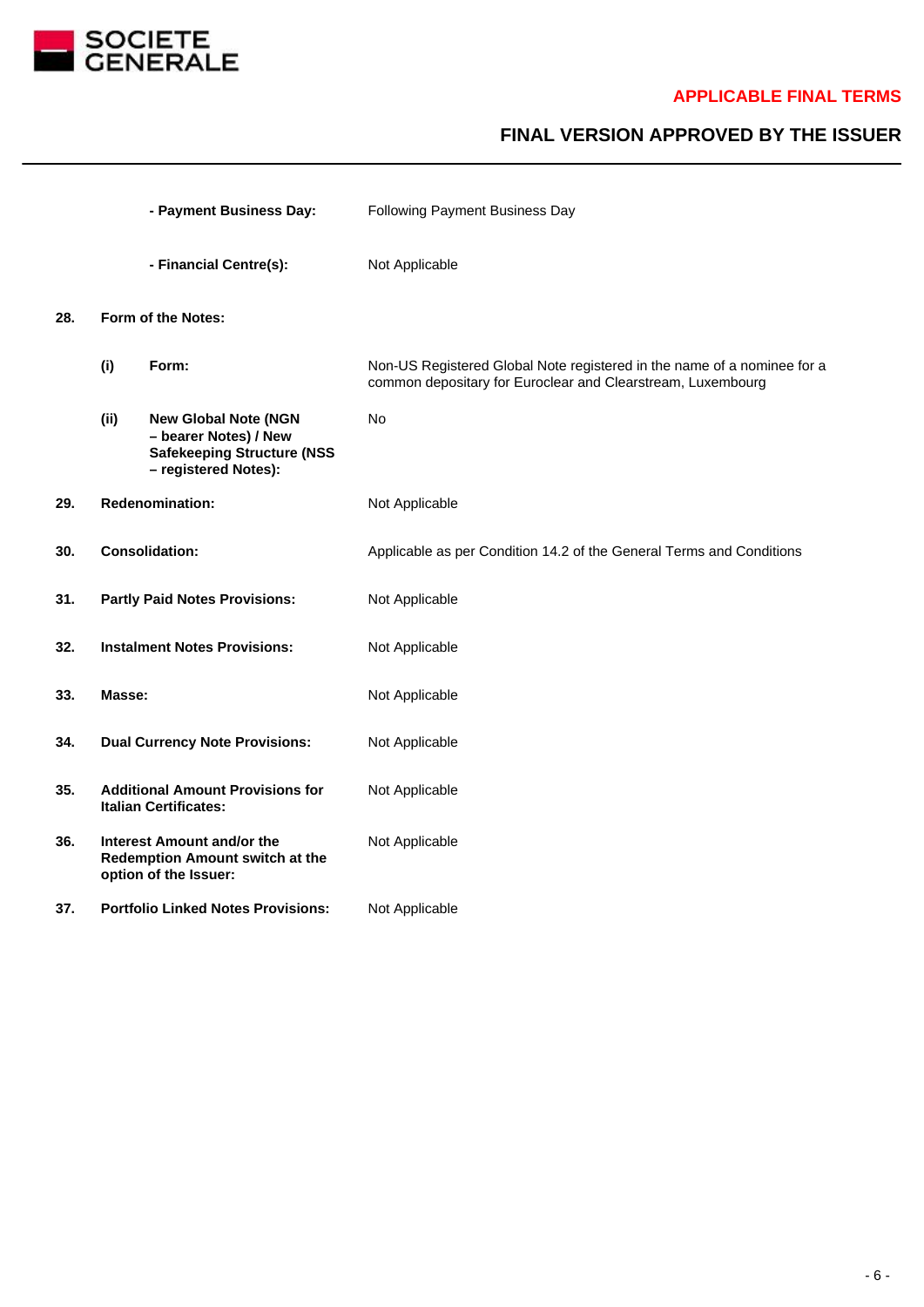| | | | |
|---|---|---|---|
| | | **- Payment Business Day:** | Following Payment Business Day |
| | | **- Financial Centre(s):** | Not Applicable |
| **28.** | **Form of the Notes:** | | |
| | **(i)** | **Form:** | Non-US Registered Global Note registered in the name of a nominee for a common depositary for Euroclear and Clearstream, Luxembourg |
| | **(ii)** | **New Global Note (NGN – bearer Notes) / New Safekeeping Structure (NSS – registered Notes):** | No |
| **29.** | **Redenomination:** | | Not Applicable |
| **30.** | **Consolidation:** | | Applicable as per Condition 14.2 of the General Terms and Conditions |
| **31.** | **Partly Paid Notes Provisions:** | | Not Applicable |
| **32.** | **Instalment Notes Provisions:** | | Not Applicable |
| **33.** | **Masse:** | | Not Applicable |
| **34.** | **Dual Currency Note Provisions:** | | Not Applicable |
| **35.** | **Additional Amount Provisions for Italian Certificates:** | | Not Applicable |
| **36.** | **Interest Amount and/or the Redemption Amount switch at the option of the Issuer:** | | Not Applicable |
| **37.** | **Portfolio Linked Notes Provisions:** | | Not Applicable |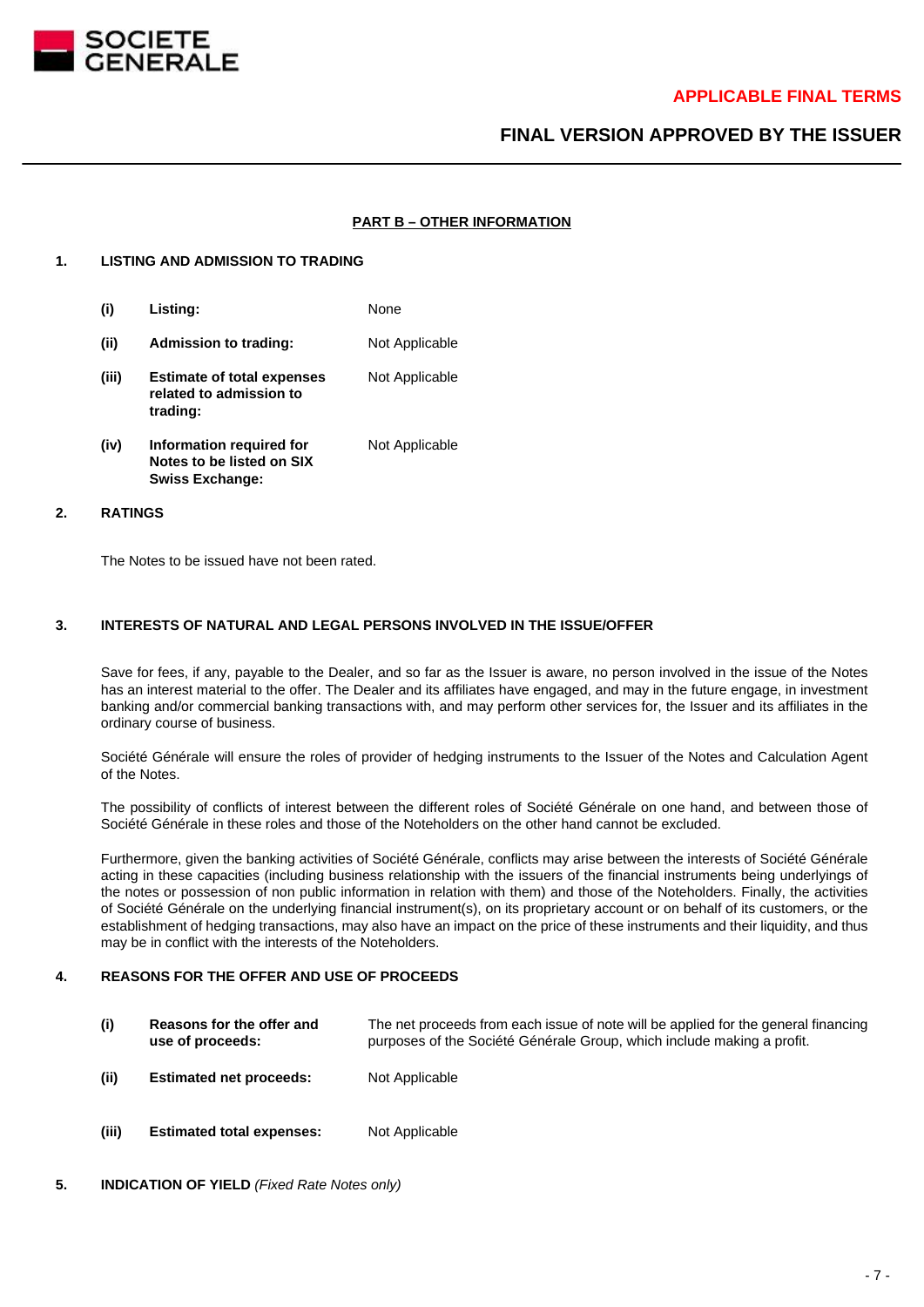## PART B – OTHER INFORMATION

### 1. LISTING AND ADMISSION TO TRADING

| | | |
|---|---|---|
| (i) | **Listing:** | None |
| (ii) | **Admission to trading:** | Not Applicable |
| (iii) | **Estimate of total expenses related to admission to trading:** | Not Applicable |
| (iv) | **Information required for Notes to be listed on SIX Swiss Exchange:** | Not Applicable |

### 2. RATINGS

The Notes to be issued have not been rated.

### 3. INTERESTS OF NATURAL AND LEGAL PERSONS INVOLVED IN THE ISSUE/OFFER

Save for fees, if any, payable to the Dealer, and so far as the Issuer is aware, no person involved in the issue of the Notes has an interest material to the offer. The Dealer and its affiliates have engaged, and may in the future engage, in investment banking and/or commercial banking transactions with, and may perform other services for, the Issuer and its affiliates in the ordinary course of business.

Société Générale will ensure the roles of provider of hedging instruments to the Issuer of the Notes and Calculation Agent of the Notes.

The possibility of conflicts of interest between the different roles of Société Générale on one hand, and between those of Société Générale in these roles and those of the Noteholders on the other hand cannot be excluded.

Furthermore, given the banking activities of Société Générale, conflicts may arise between the interests of Société Générale acting in these capacities (including business relationship with the issuers of the financial instruments being underlyings of the notes or possession of non public information in relation with them) and those of the Noteholders. Finally, the activities of Société Générale on the underlying financial instrument(s), on its proprietary account or on behalf of its customers, or the establishment of hedging transactions, may also have an impact on the price of these instruments and their liquidity, and thus may be in conflict with the interests of the Noteholders.

### 4. REASONS FOR THE OFFER AND USE OF PROCEEDS

| | | |
|---|---|---|
| (i) | **Reasons for the offer and use of proceeds:** | The net proceeds from each issue of note will be applied for the general financing purposes of the Société Générale Group, which include making a profit. |
| (ii) | **Estimated net proceeds:** | Not Applicable |
| (iii) | **Estimated total expenses:** | Not Applicable |

### 5. INDICATION OF YIELD *(Fixed Rate Notes only)*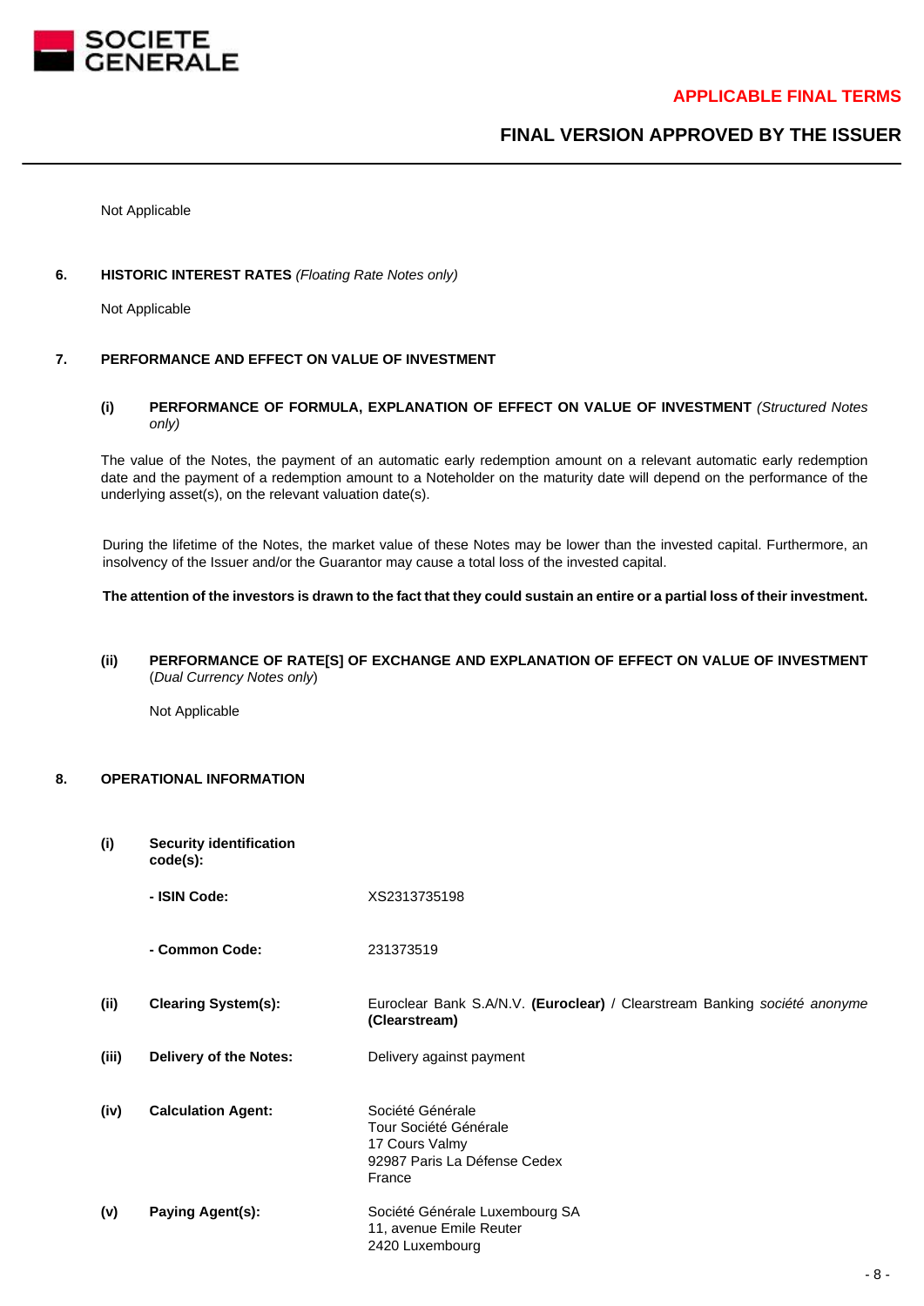Not Applicable

## 6. HISTORIC INTEREST RATES *(Floating Rate Notes only)*

Not Applicable

## 7. PERFORMANCE AND EFFECT ON VALUE OF INVESTMENT

### (i) PERFORMANCE OF FORMULA, EXPLANATION OF EFFECT ON VALUE OF INVESTMENT *(Structured Notes only)*

The value of the Notes, the payment of an automatic early redemption amount on a relevant automatic early redemption date and the payment of a redemption amount to a Noteholder on the maturity date will depend on the performance of the underlying asset(s), on the relevant valuation date(s).

During the lifetime of the Notes, the market value of these Notes may be lower than the invested capital. Furthermore, an insolvency of the Issuer and/or the Guarantor may cause a total loss of the invested capital.

**The attention of the investors is drawn to the fact that they could sustain an entire or a partial loss of their investment.**

### (ii) PERFORMANCE OF RATE[S] OF EXCHANGE AND EXPLANATION OF EFFECT ON VALUE OF INVESTMENT (*Dual Currency Notes only*)

Not Applicable

## 8. OPERATIONAL INFORMATION

| | | |
|---|---|---|
| **(i)** | **Security identification code(s):** | |
| | **- ISIN Code:** | XS2313735198 |
| | **- Common Code:** | 231373519 |
| **(ii)** | **Clearing System(s):** | Euroclear Bank S.A/N.V. **(Euroclear)** / Clearstream Banking *société anonyme* **(Clearstream)** |
| **(iii)** | **Delivery of the Notes:** | Delivery against payment |
| **(iv)** | **Calculation Agent:** | Société Générale<br>Tour Société Générale<br>17 Cours Valmy<br>92987 Paris La Défense Cedex<br>France |
| **(v)** | **Paying Agent(s):** | Société Générale Luxembourg SA<br>11, avenue Emile Reuter<br>2420 Luxembourg |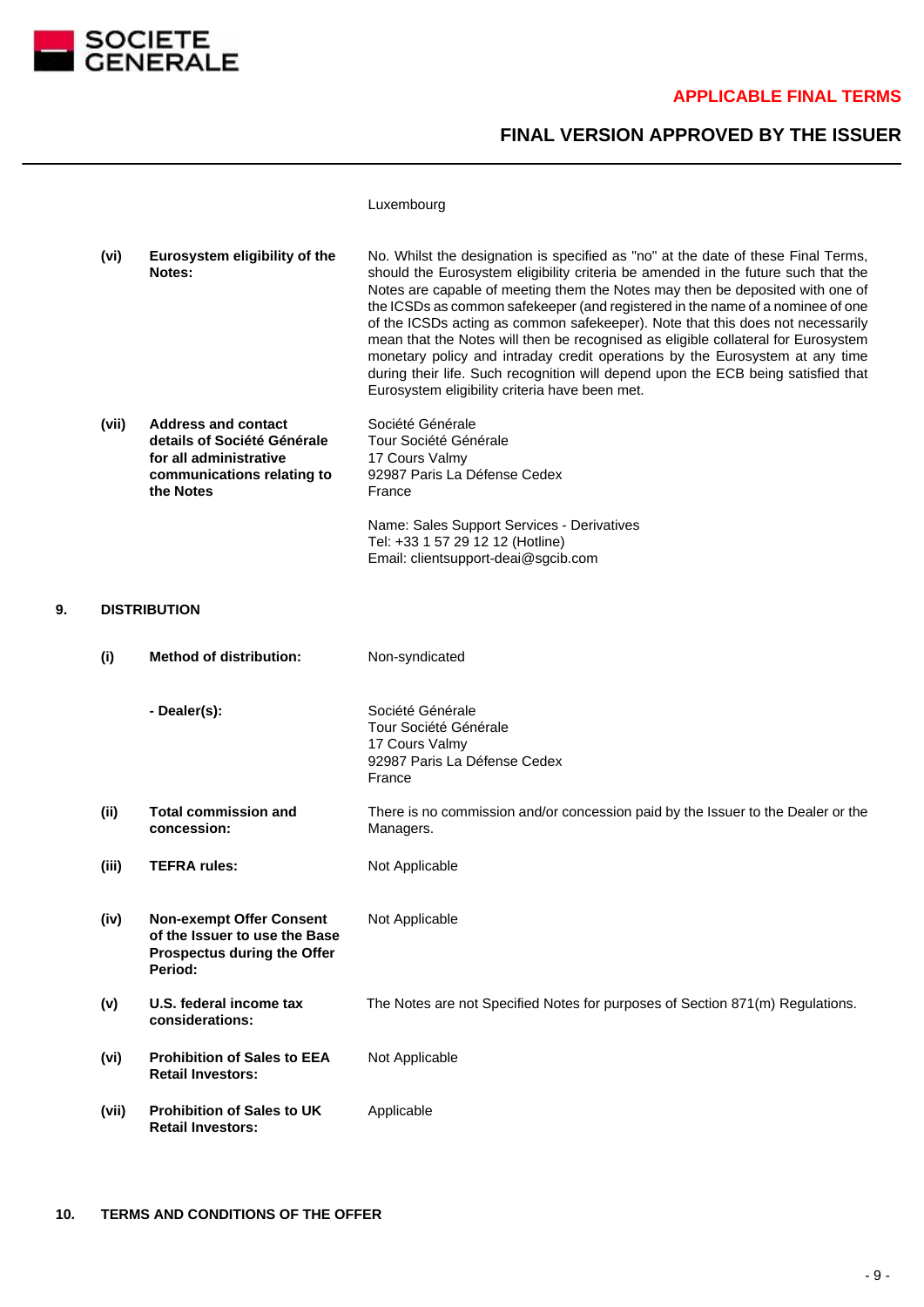| | | |
|---|---|---|
| | | Luxembourg |
| **(vi)** | **Eurosystem eligibility of the Notes:** | No. Whilst the designation is specified as "no" at the date of these Final Terms, should the Eurosystem eligibility criteria be amended in the future such that the Notes are capable of meeting them the Notes may then be deposited with one of the ICSDs as common safekeeper (and registered in the name of a nominee of one of the ICSDs acting as common safekeeper). Note that this does not necessarily mean that the Notes will then be recognised as eligible collateral for Eurosystem monetary policy and intraday credit operations by the Eurosystem at any time during their life. Such recognition will depend upon the ECB being satisfied that Eurosystem eligibility criteria have been met. |
| **(vii)** | **Address and contact details of Société Générale for all administrative communications relating to the Notes** | Société Générale<br>Tour Société Générale<br>17 Cours Valmy<br>92987 Paris La Défense Cedex<br>France<br><br>Name: Sales Support Services - Derivatives<br>Tel: +33 1 57 29 12 12 (Hotline)<br>Email: clientsupport-deai@sgcib.com |

## 9. DISTRIBUTION

| | | |
|---|---|---|
| **(i)** | **Method of distribution:** | Non-syndicated |
| | **- Dealer(s):** | Société Générale<br>Tour Société Générale<br>17 Cours Valmy<br>92987 Paris La Défense Cedex<br>France |
| **(ii)** | **Total commission and concession:** | There is no commission and/or concession paid by the Issuer to the Dealer or the Managers. |
| **(iii)** | **TEFRA rules:** | Not Applicable |
| **(iv)** | **Non-exempt Offer Consent of the Issuer to use the Base Prospectus during the Offer Period:** | Not Applicable |
| **(v)** | **U.S. federal income tax considerations:** | The Notes are not Specified Notes for purposes of Section 871(m) Regulations. |
| **(vi)** | **Prohibition of Sales to EEA Retail Investors:** | Not Applicable |
| **(vii)** | **Prohibition of Sales to UK Retail Investors:** | Applicable |

## 10. TERMS AND CONDITIONS OF THE OFFER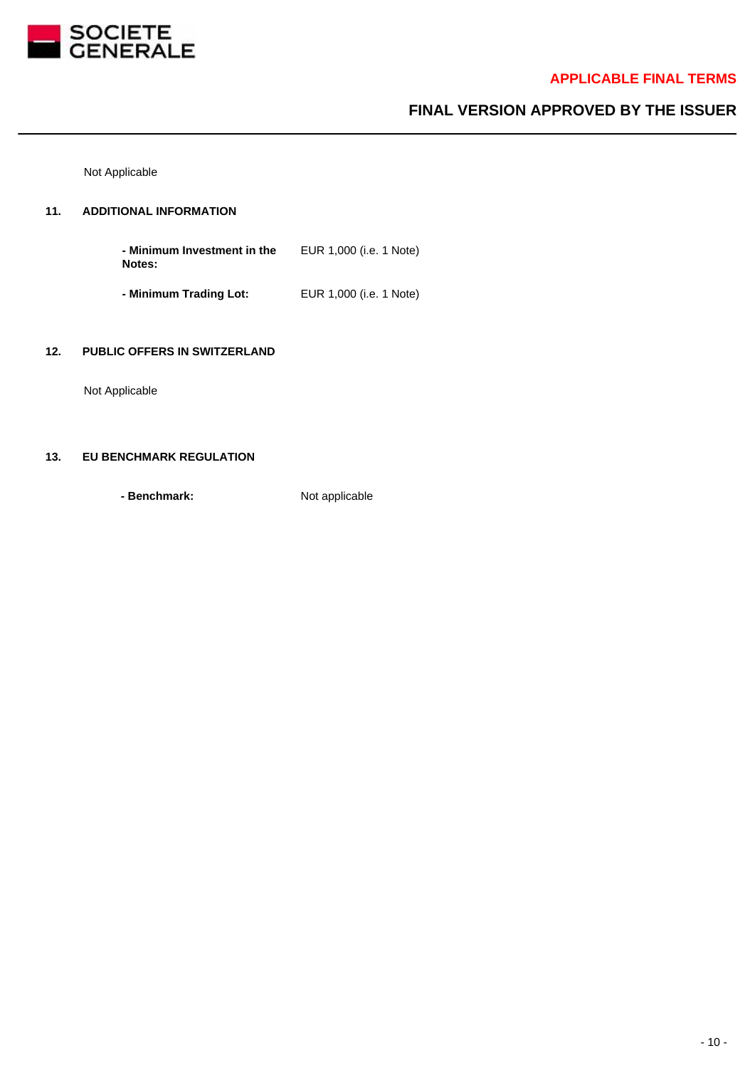Not Applicable

## 11. ADDITIONAL INFORMATION

| | |
|---|---|
| **- Minimum Investment in the Notes:** | EUR 1,000 (i.e. 1 Note) |
| **- Minimum Trading Lot:** | EUR 1,000 (i.e. 1 Note) |

## 12. PUBLIC OFFERS IN SWITZERLAND

Not Applicable

## 13. EU BENCHMARK REGULATION

| | |
|---|---|
| **- Benchmark:** | Not applicable |